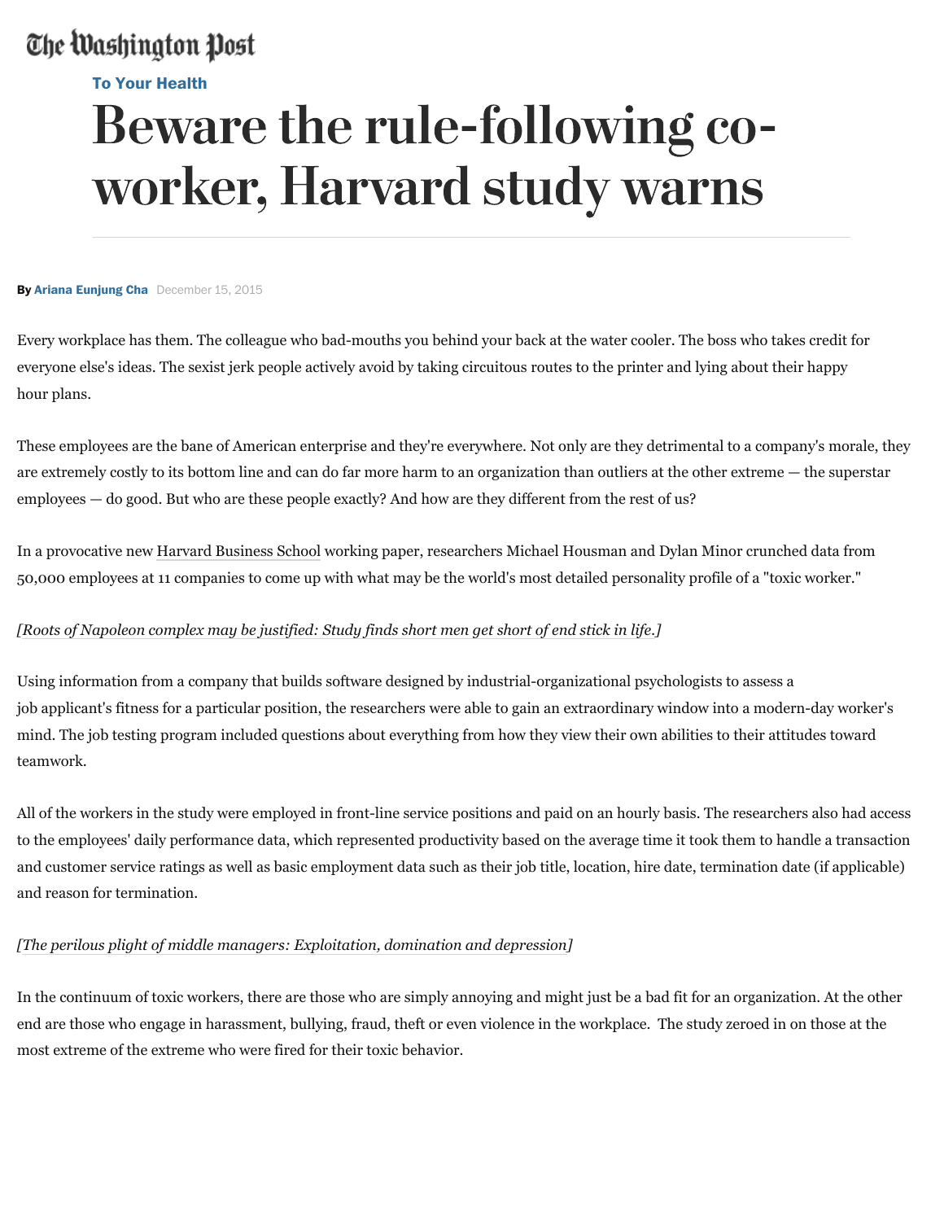The Washington Post

To Your Health

# Beware the rule-following co-worker, Harvard study warns

**By** Ariana Eunjung Cha December 15, 2015

Every workplace has them. The colleague who bad-mouths you behind your back at the water cooler. The boss who takes credit for everyone else's ideas. The sexist jerk people actively avoid by taking circuitous routes to the printer and lying about their happy hour plans.

These employees are the bane of American enterprise and they're everywhere. Not only are they detrimental to a company's morale, they are extremely costly to its bottom line and can do far more harm to an organization than outliers at the other extreme — the superstar employees — do good. But who are these people exactly? And how are they different from the rest of us?

In a provocative new Harvard Business School working paper, researchers Michael Housman and Dylan Minor crunched data from 50,000 employees at 11 companies to come up with what may be the world's most detailed personality profile of a "toxic worker."

*[Roots of Napoleon complex may be justified: Study finds short men get short of end stick in life.]*

Using information from a company that builds software designed by industrial-organizational psychologists to assess a job applicant's fitness for a particular position, the researchers were able to gain an extraordinary window into a modern-day worker's mind. The job testing program included questions about everything from how they view their own abilities to their attitudes toward teamwork.

All of the workers in the study were employed in front-line service positions and paid on an hourly basis. The researchers also had access to the employees' daily performance data, which represented productivity based on the average time it took them to handle a transaction and customer service ratings as well as basic employment data such as their job title, location, hire date, termination date (if applicable) and reason for termination.

*[The perilous plight of middle managers: Exploitation, domination and depression]*

In the continuum of toxic workers, there are those who are simply annoying and might just be a bad fit for an organization. At the other end are those who engage in harassment, bullying, fraud, theft or even violence in the workplace. The study zeroed in on those at the most extreme of the extreme who were fired for their toxic behavior.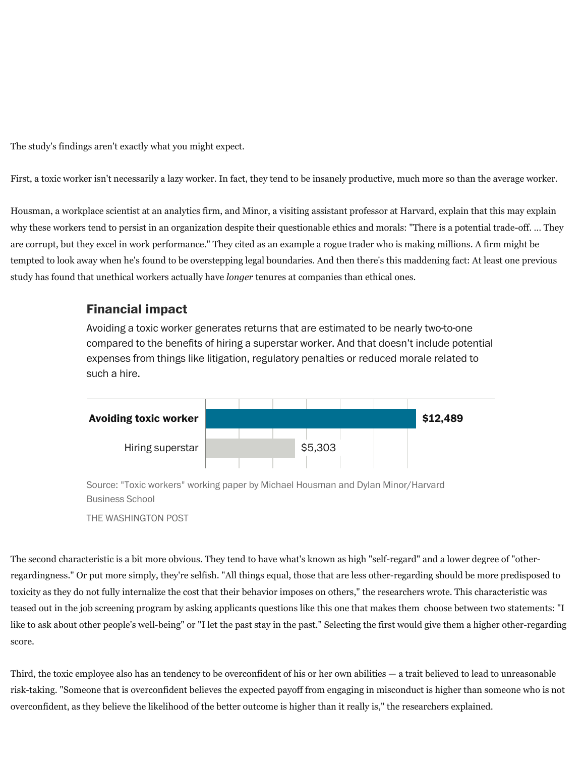The study's findings aren't exactly what you might expect.

First, a toxic worker isn't necessarily a lazy worker. In fact, they tend to be insanely productive, much more so than the average worker.

Housman, a workplace scientist at an analytics firm, and Minor, a visiting assistant professor at Harvard, explain that this may explain why these workers tend to persist in an organization despite their questionable ethics and morals: "There is a potential trade-off. ... They are corrupt, but they excel in work performance." They cited as an example a rogue trader who is making millions. A firm might be tempted to look away when he's found to be overstepping legal boundaries. And then there's this maddening fact: At least one previous study has found that unethical workers actually have *longer* tenures at companies than ethical ones.

### Financial impact

Avoiding a toxic worker generates returns that are estimated to be nearly two-to-one compared to the benefits of hiring a superstar worker. And that doesn't include potential expenses from things like litigation, regulatory penalties or reduced morale related to such a hire.

| | |
|---|---|
| **Avoiding toxic worker** | **$12,489** |
| Hiring superstar | $5,303 |

Source: "Toxic workers" working paper by Michael Housman and Dylan Minor/Harvard Business School

THE WASHINGTON POST

The second characteristic is a bit more obvious. They tend to have what's known as high "self-regard" and a lower degree of "other-regardingness." Or put more simply, they're selfish. "All things equal, those that are less other-regarding should be more predisposed to toxicity as they do not fully internalize the cost that their behavior imposes on others," the researchers wrote. This characteristic was teased out in the job screening program by asking applicants questions like this one that makes them choose between two statements: "I like to ask about other people's well-being" or "I let the past stay in the past." Selecting the first would give them a higher other-regarding score.

Third, the toxic employee also has an tendency to be overconfident of his or her own abilities — a trait believed to lead to unreasonable risk-taking. "Someone that is overconfident believes the expected payoff from engaging in misconduct is higher than someone who is not overconfident, as they believe the likelihood of the better outcome is higher than it really is," the researchers explained.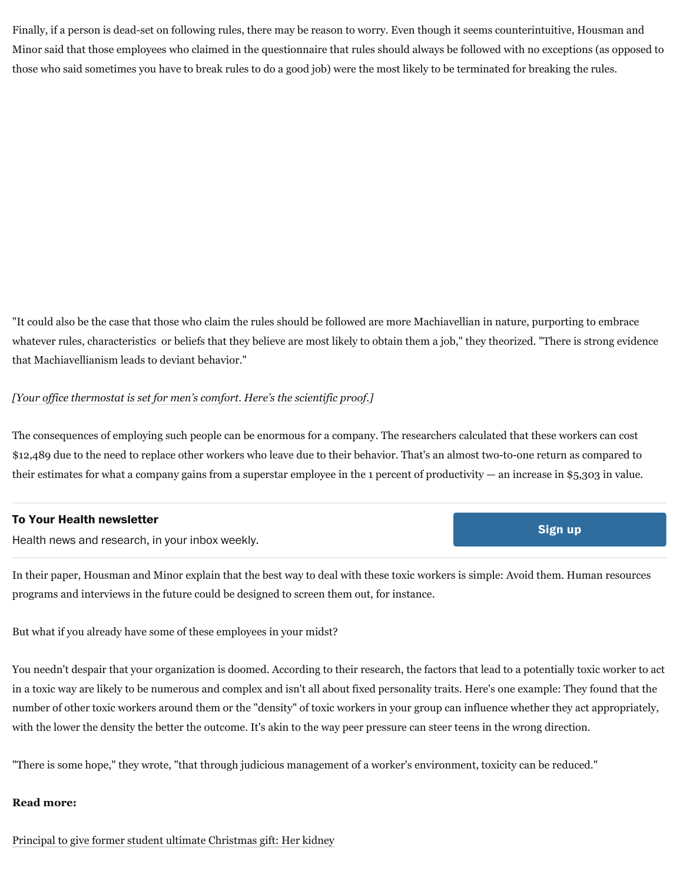Finally, if a person is dead-set on following rules, there may be reason to worry. Even though it seems counterintuitive, Housman and Minor said that those employees who claimed in the questionnaire that rules should always be followed with no exceptions (as opposed to those who said sometimes you have to break rules to do a good job) were the most likely to be terminated for breaking the rules.

"It could also be the case that those who claim the rules should be followed are more Machiavellian in nature, purporting to embrace whatever rules, characteristics  or beliefs that they believe are most likely to obtain them a job," they theorized. "There is strong evidence that Machiavellianism leads to deviant behavior."

*[Your office thermostat is set for men's comfort. Here's the scientific proof.]*

The consequences of employing such people can be enormous for a company. The researchers calculated that these workers can cost $12,489 due to the need to replace other workers who leave due to their behavior. That's an almost two-to-one return as compared to their estimates for what a company gains from a superstar employee in the 1 percent of productivity — an increase in $5,303 in value.

**To Your Health newsletter**

Health news and research, in your inbox weekly.

Sign up

In their paper, Housman and Minor explain that the best way to deal with these toxic workers is simple: Avoid them. Human resources programs and interviews in the future could be designed to screen them out, for instance.

But what if you already have some of these employees in your midst?

You needn't despair that your organization is doomed. According to their research, the factors that lead to a potentially toxic worker to act in a toxic way are likely to be numerous and complex and isn't all about fixed personality traits. Here's one example: They found that the number of other toxic workers around them or the "density" of toxic workers in your group can influence whether they act appropriately, with the lower the density the better the outcome. It's akin to the way peer pressure can steer teens in the wrong direction.

"There is some hope," they wrote, "that through judicious management of a worker's environment, toxicity can be reduced."

**Read more:**

Principal to give former student ultimate Christmas gift: Her kidney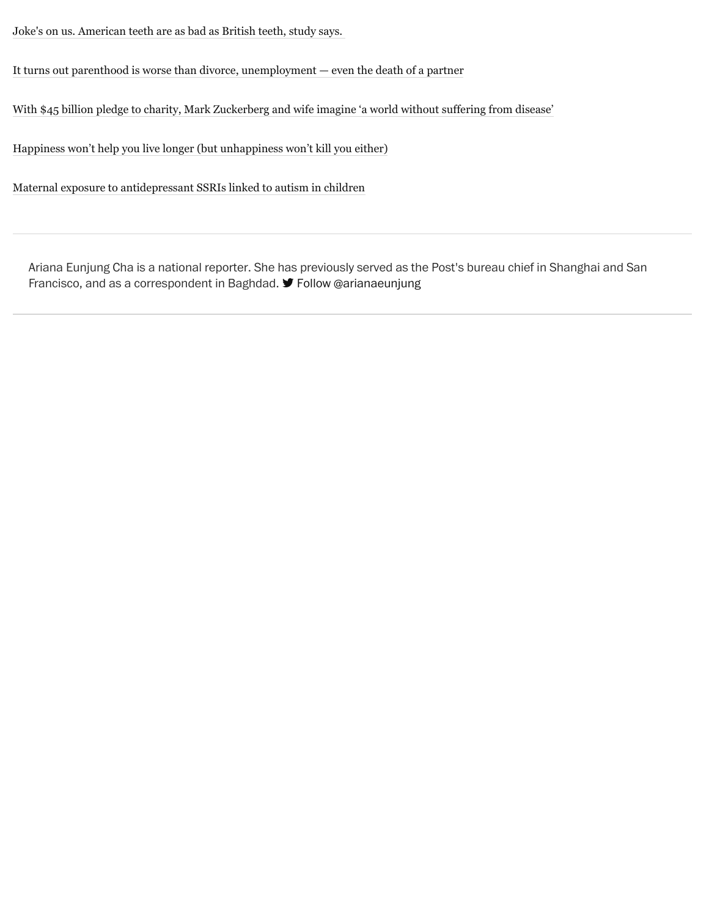Joke's on us. American teeth are as bad as British teeth, study says.

It turns out parenthood is worse than divorce, unemployment — even the death of a partner

With $45 billion pledge to charity, Mark Zuckerberg and wife imagine ‘a world without suffering from disease’

Happiness won’t help you live longer (but unhappiness won’t kill you either)

Maternal exposure to antidepressant SSRIs linked to autism in children

---

Ariana Eunjung Cha is a national reporter. She has previously served as the Post's bureau chief in Shanghai and San Francisco, and as a correspondent in Baghdad. Follow @arianaeunjung